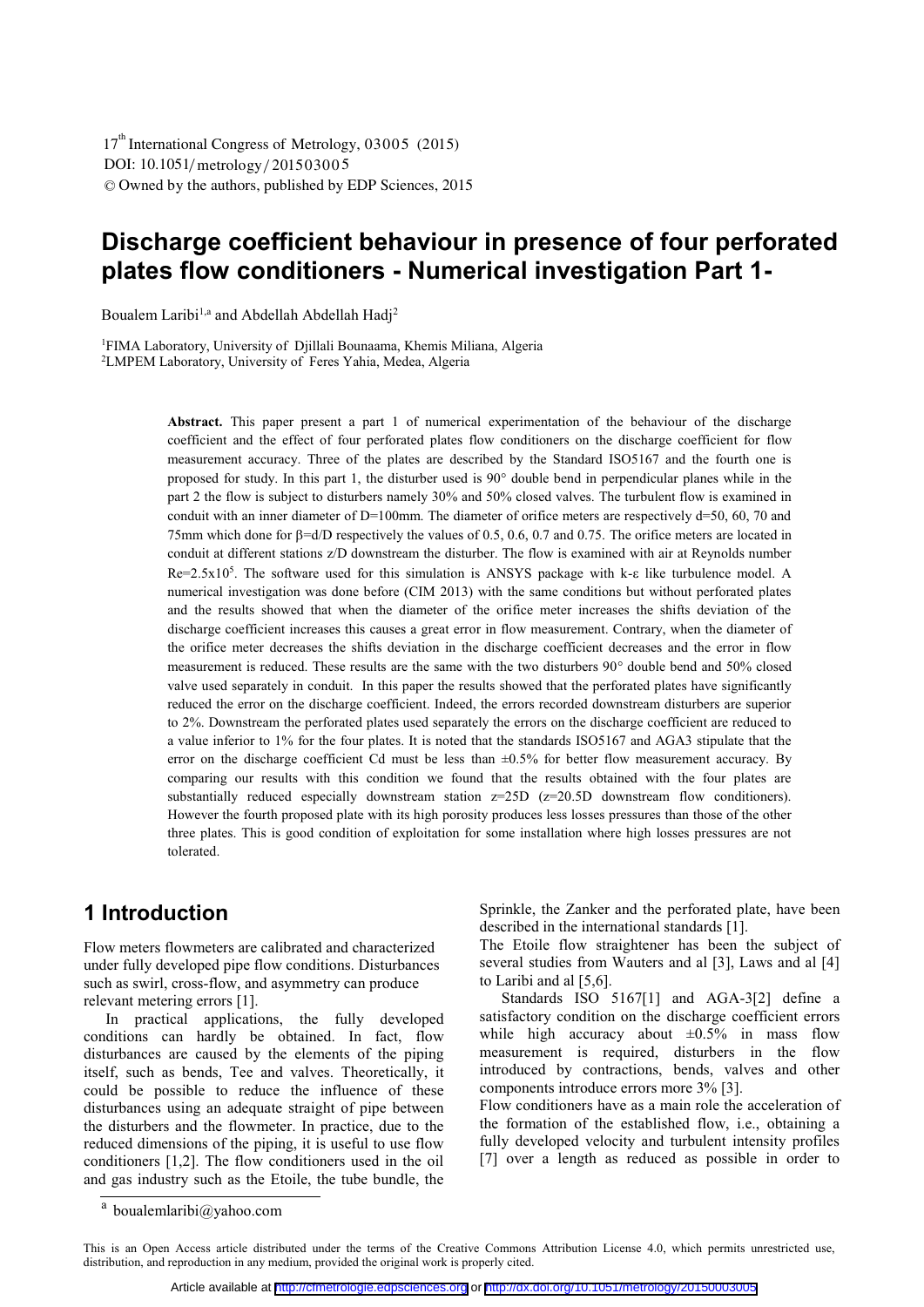# Discharge coefficient behaviour in presence of four perforated plates flow conditioners - Numerical investigation Part 1-

Boualem Laribi[1,a] and Abdellah Abdellah Hadj[2]

[1]FIMA Laboratory, University of Djillali Bounaama, Khemis Miliana, Algeria
[2]LMPEM Laboratory, University of Feres Yahia, Medea, Algeria

**Abstract.** This paper present a part 1 of numerical experimentation of the behaviour of the discharge coefficient and the effect of four perforated plates flow conditioners on the discharge coefficient for flow measurement accuracy. Three of the plates are described by the Standard ISO5167 and the fourth one is proposed for study. In this part 1, the disturber used is 90° double bend in perpendicular planes while in the part 2 the flow is subject to disturbers namely 30% and 50% closed valves. The turbulent flow is examined in conduit with an inner diameter of D=100mm. The diameter of orifice meters are respectively d=50, 60, 70 and 75mm which done for $\beta$=d/D respectively the values of 0.5, 0.6, 0.7 and 0.75. The orifice meters are located in conduit at different stations z/D downstream the disturber. The flow is examined with air at Reynolds number $Re=2.5x10^5$. The software used for this simulation is ANSYS package with k-ε like turbulence model. A numerical investigation was done before (CIM 2013) with the same conditions but without perforated plates and the results showed that when the diameter of the orifice meter increases the shifts deviation of the discharge coefficient increases this causes a great error in flow measurement. Contrary, when the diameter of the orifice meter decreases the shifts deviation in the discharge coefficient decreases and the error in flow measurement is reduced. These results are the same with the two disturbers 90° double bend and 50% closed valve used separately in conduit. In this paper the results showed that the perforated plates have significantly reduced the error on the discharge coefficient. Indeed, the errors recorded downstream disturbers are superior to 2%. Downstream the perforated plates used separately the errors on the discharge coefficient are reduced to a value inferior to 1% for the four plates. It is noted that the standards ISO5167 and AGA3 stipulate that the error on the discharge coefficient Cd must be less than ±0.5% for better flow measurement accuracy. By comparing our results with this condition we found that the results obtained with the four plates are substantially reduced especially downstream station z=25D (z=20.5D downstream flow conditioners). However the fourth proposed plate with its high porosity produces less losses pressures than those of the other three plates. This is good condition of exploitation for some installation where high losses pressures are not tolerated.

## 1 Introduction

Flow meters flowmeters are calibrated and characterized under fully developed pipe flow conditions. Disturbances such as swirl, cross-flow, and asymmetry can produce relevant metering errors [1].

In practical applications, the fully developed conditions can hardly be obtained. In fact, flow disturbances are caused by the elements of the piping itself, such as bends, Tee and valves. Theoretically, it could be possible to reduce the influence of these disturbances using an adequate straight of pipe between the disturbers and the flowmeter. In practice, due to the reduced dimensions of the piping, it is useful to use flow conditioners [1,2]. The flow conditioners used in the oil and gas industry such as the Etoile, the tube bundle, the Sprinkle, the Zanker and the perforated plate, have been described in the international standards [1].

The Etoile flow straightener has been the subject of several studies from Wauters and al [3], Laws and al [4] to Laribi and al [5,6].

Standards ISO 5167[1] and AGA-3[2] define a satisfactory condition on the discharge coefficient errors while high accuracy about ±0.5% in mass flow measurement is required, disturbers in the flow introduced by contractions, bends, valves and other components introduce errors more 3% [3].

Flow conditioners have as a main role the acceleration of the formation of the established flow, i.e., obtaining a fully developed velocity and turbulent intensity profiles [7] over a length as reduced as possible in order to

[a] boualemlaribi@yahoo.com

This is an Open Access article distributed under the terms of the Creative Commons Attribution License 4.0, which permits unrestricted use, distribution, and reproduction in any medium, provided the original work is properly cited.

Article available at http://cfmetrologie.edpsciences.org or http://dx.doi.org/10.1051/metrology/201503005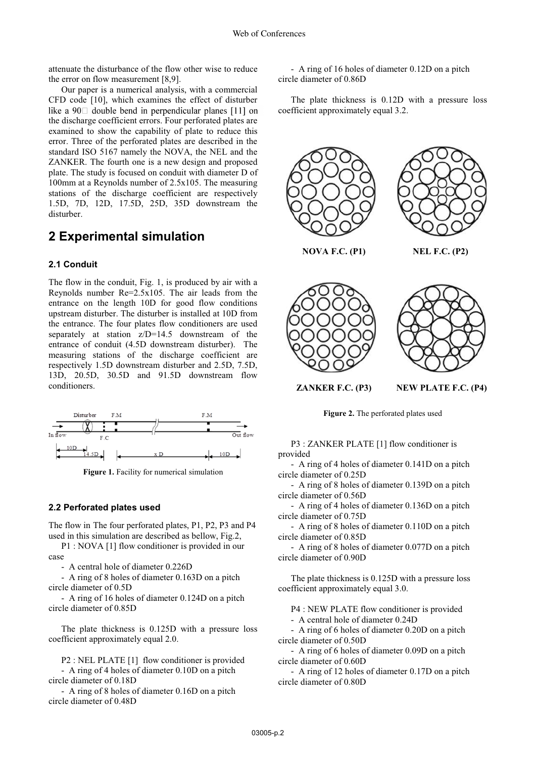attenuate the disturbance of the flow other wise to reduce the error on flow measurement [8,9].

Our paper is a numerical analysis, with a commercial CFD code [10], which examines the effect of disturber like a 90° double bend in perpendicular planes [11] on the discharge coefficient errors. Four perforated plates are examined to show the capability of plate to reduce this error. Three of the perforated plates are described in the standard ISO 5167 namely the NOVA, the NEL and the ZANKER. The fourth one is a new design and proposed plate. The study is focused on conduit with diameter D of 100mm at a Reynolds number of 2.5x105. The measuring stations of the discharge coefficient are respectively 1.5D, 7D, 12D, 17.5D, 25D, 35D downstream the disturber.

## 2 Experimental simulation

### 2.1 Conduit

The flow in the conduit, Fig. 1, is produced by air with a Reynolds number Re=2.5x105. The air leads from the entrance on the length 10D for good flow conditions upstream disturber. The disturber is installed at 10D from the entrance. The four plates flow conditioners are used separately at station z/D=14.5 downstream of the entrance of conduit (4.5D downstream disturber). The measuring stations of the discharge coefficient are respectively 1.5D downstream disturber and 2.5D, 7.5D, 13D, 20.5D, 30.5D and 91.5D downstream flow conditioners.

**Figure 1.** Facility for numerical simulation

### 2.2 Perforated plates used

The flow in The four perforated plates, P1, P2, P3 and P4 used in this simulation are described as bellow, Fig.2,

P1 : NOVA [1] flow conditioner is provided in our case

- A central hole of diameter 0.226D
- A ring of 8 holes of diameter 0.163D on a pitch circle diameter of 0.5D
- A ring of 16 holes of diameter 0.124D on a pitch circle diameter of 0.85D

The plate thickness is 0.125D with a pressure loss coefficient approximately equal 2.0.

P2 : NEL PLATE [1] flow conditioner is provided

- A ring of 4 holes of diameter 0.10D on a pitch circle diameter of 0.18D
- A ring of 8 holes of diameter 0.16D on a pitch circle diameter of 0.48D
- A ring of 16 holes of diameter 0.12D on a pitch circle diameter of 0.86D

The plate thickness is 0.12D with a pressure loss coefficient approximately equal 3.2.

NOVA F.C. (P1) NEL F.C. (P2)

ZANKER F.C. (P3) NEW PLATE F.C. (P4)

**Figure 2.** The perforated plates used

P3 : ZANKER PLATE [1] flow conditioner is provided

- A ring of 4 holes of diameter 0.141D on a pitch circle diameter of 0.25D
- A ring of 8 holes of diameter 0.139D on a pitch circle diameter of 0.56D
- A ring of 4 holes of diameter 0.136D on a pitch circle diameter of 0.75D
- A ring of 8 holes of diameter 0.110D on a pitch circle diameter of 0.85D
- A ring of 8 holes of diameter 0.077D on a pitch circle diameter of 0.90D

The plate thickness is 0.125D with a pressure loss coefficient approximately equal 3.0.

P4 : NEW PLATE flow conditioner is provided

- A central hole of diameter 0.24D
- A ring of 6 holes of diameter 0.20D on a pitch circle diameter of 0.50D
- A ring of 6 holes of diameter 0.09D on a pitch circle diameter of 0.60D
- A ring of 12 holes of diameter 0.17D on a pitch circle diameter of 0.80D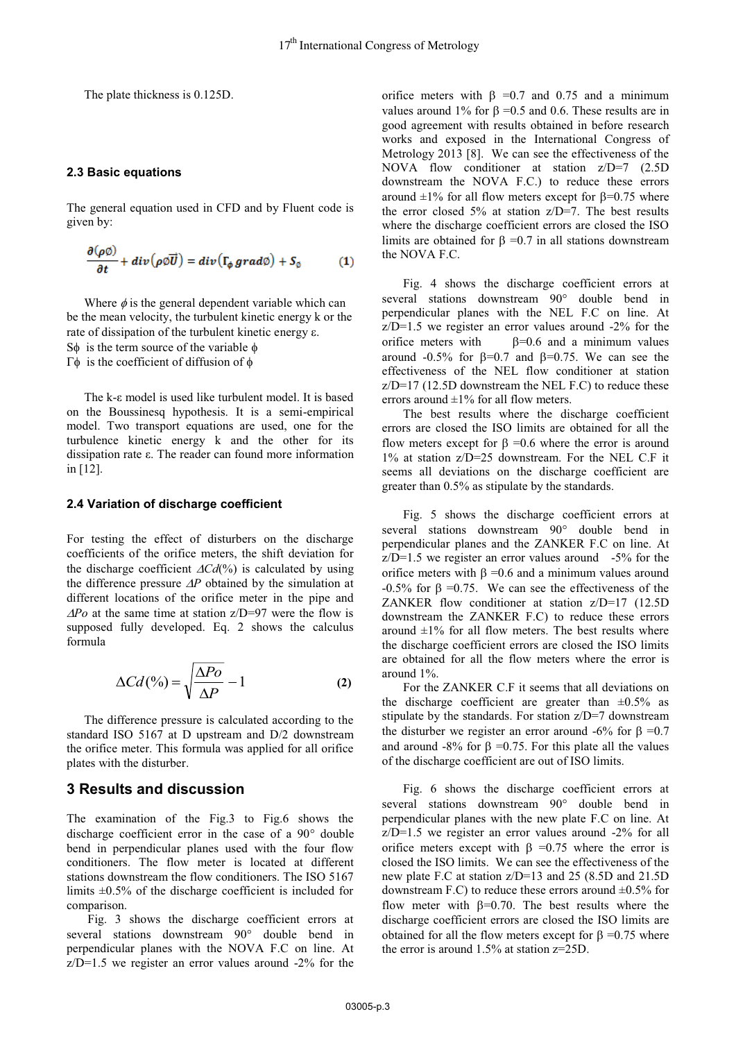The plate thickness is 0.125D.

### 2.3 Basic equations

The general equation used in CFD and by Fluent code is given by:

$$\frac{\partial(\rho\phi)}{\partial t} + div\left(\rho\phi\vec{U}\right) = div\left(\Gamma_\phi \, grad\phi\right) + S_\phi \qquad (1)$$

Where $\phi$ is the general dependent variable which can be the mean velocity, the turbulent kinetic energy k or the rate of dissipation of the turbulent kinetic energy ε.

$S\phi$ is the term source of the variable $\phi$

$\Gamma\phi$ is the coefficient of diffusion of $\phi$

The k-ε model is used like turbulent model. It is based on the Boussinesq hypothesis. It is a semi-empirical model. Two transport equations are used, one for the turbulence kinetic energy k and the other for its dissipation rate ε. The reader can found more information in [12].

### 2.4 Variation of discharge coefficient

For testing the effect of disturbers on the discharge coefficients of the orifice meters, the shift deviation for the discharge coefficient $\Delta Cd(\%)$ is calculated by using the difference pressure $\Delta P$ obtained by the simulation at different locations of the orifice meter in the pipe and $\Delta Po$ at the same time at station z/D=97 were the flow is supposed fully developed. Eq. 2 shows the calculus formula

$$\Delta Cd(\%) = \sqrt{\frac{\Delta Po}{\Delta P}} - 1 \qquad (2)$$

The difference pressure is calculated according to the standard ISO 5167 at D upstream and D/2 downstream the orifice meter. This formula was applied for all orifice plates with the disturber.

## 3 Results and discussion

The examination of the Fig.3 to Fig.6 shows the discharge coefficient error in the case of a 90° double bend in perpendicular planes used with the four flow conditioners. The flow meter is located at different stations downstream the flow conditioners. The ISO 5167 limits ±0.5% of the discharge coefficient is included for comparison.

Fig. 3 shows the discharge coefficient errors at several stations downstream 90° double bend in perpendicular planes with the NOVA F.C on line. At z/D=1.5 we register an error values around -2% for the orifice meters with β =0.7 and 0.75 and a minimum values around 1% for β =0.5 and 0.6. These results are in good agreement with results obtained in before research works and exposed in the International Congress of Metrology 2013 [8]. We can see the effectiveness of the NOVA flow conditioner at station z/D=7 (2.5D downstream the NOVA F.C.) to reduce these errors around ±1% for all flow meters except for β=0.75 where the error closed 5% at station z/D=7. The best results where the discharge coefficient errors are closed the ISO limits are obtained for β =0.7 in all stations downstream the NOVA F.C.

Fig. 4 shows the discharge coefficient errors at several stations downstream 90° double bend in perpendicular planes with the NEL F.C on line. At z/D=1.5 we register an error values around -2% for the orifice meters with β=0.6 and a minimum values around -0.5% for β=0.7 and β=0.75. We can see the effectiveness of the NEL flow conditioner at station z/D=17 (12.5D downstream the NEL F.C) to reduce errors around ±1% for all flow meters.

The best results where the discharge coefficient errors are closed the ISO limits are obtained for all the flow meters except for β =0.6 where the error is around 1% at station z/D=25 downstream. For the NEL C.F it seems all deviations on the discharge coefficient are greater than 0.5% as stipulate by the standards.

Fig. 5 shows the discharge coefficient errors at several stations downstream 90° double bend in perpendicular planes and the ZANKER F.C on line. At z/D=1.5 we register an error values around -5% for the orifice meters with β =0.6 and a minimum values around -0.5% for β =0.75. We can see the effectiveness of the ZANKER flow conditioner at station z/D=17 (12.5D downstream the ZANKER F.C) to reduce these errors around ±1% for all flow meters. The best results where the discharge coefficient errors are closed the ISO limits are obtained for all the flow meters where the error is around 1%.

For the ZANKER C.F it seems that all deviations on the discharge coefficient are greater than ±0.5% as stipulate by the standards. For station z/D=7 downstream the disturber we register an error around -6% for β =0.7 and around -8% for β =0.75. For this plate all the values of the discharge coefficient are out of ISO limits.

Fig. 6 shows the discharge coefficient errors at several stations downstream 90° double bend in perpendicular planes with the new plate F.C on line. At z/D=1.5 we register an error values around -2% for all orifice meters except with β =0.75 where the error is closed the ISO limits. We can see the effectiveness of the new plate F.C at station z/D=13 and 25 (8.5D and 21.5D downstream F.C) to reduce these errors around ±0.5% for flow meter with β=0.70. The best results where the discharge coefficient errors are closed the ISO limits are obtained for all the flow meters except for β =0.75 where the error is around 1.5% at station z=25D.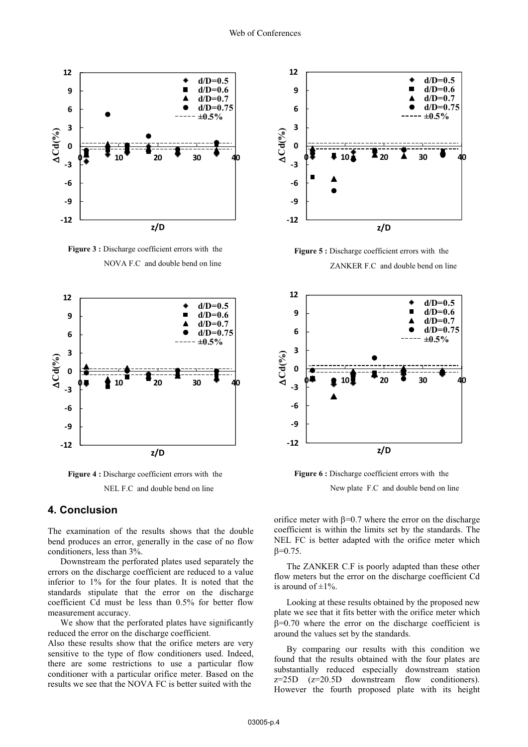Figure 3 : Discharge coefficient errors with the NOVA F.C and double bend on line

Figure 4 : Discharge coefficient errors with the NEL F.C and double bend on line

Figure 5 : Discharge coefficient errors with the ZANKER F.C and double bend on line

Figure 6 : Discharge coefficient errors with the New plate F.C and double bend on line

## 4. Conclusion

The examination of the results shows that the double bend produces an error, generally in the case of no flow conditioners, less than 3%.

Downstream the perforated plates used separately the errors on the discharge coefficient are reduced to a value inferior to 1% for the four plates. It is noted that the standards stipulate that the error on the discharge coefficient Cd must be less than 0.5% for better flow measurement accuracy.

We show that the perforated plates have significantly reduced the error on the discharge coefficient.

Also these results show that the orifice meters are very sensitive to the type of flow conditioners used. Indeed, there are some restrictions to use a particular flow conditioner with a particular orifice meter. Based on the results we see that the NOVA FC is better suited with the orifice meter with $\beta$=0.7 where the error on the discharge coefficient is within the limits set by the standards. The NEL FC is better adapted with the orifice meter which $\beta$=0.75.

The ZANKER C.F is poorly adapted than these other flow meters but the error on the discharge coefficient Cd is around of ±1%.

Looking at these results obtained by the proposed new plate we see that it fits better with the orifice meter which $\beta$=0.70 where the error on the discharge coefficient is around the values set by the standards.

By comparing our results with this condition we found that the results obtained with the four plates are substantially reduced especially downstream station z=25D (z=20.5D downstream flow conditioners). However the fourth proposed plate with its height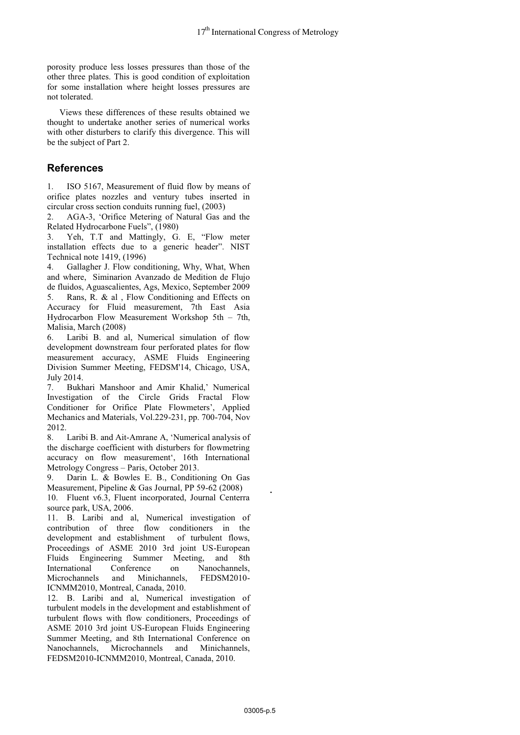porosity produce less losses pressures than those of the other three plates. This is good condition of exploitation for some installation where height losses pressures are not tolerated.

Views these differences of these results obtained we thought to undertake another series of numerical works with other disturbers to clarify this divergence. This will be the subject of Part 2.

## References

1. ISO 5167, Measurement of fluid flow by means of orifice plates nozzles and ventury tubes inserted in circular cross section conduits running fuel, (2003)
2. AGA-3, 'Orifice Metering of Natural Gas and the Related Hydrocarbone Fuels", (1980)
3. Yeh, T.T and Mattingly, G. E, "Flow meter installation effects due to a generic header". NIST Technical note 1419, (1996)
4. Gallagher J. Flow conditioning, Why, What, When and where, Siminarion Avanzado de Medition de Flujo de fluidos, Aguascalientes, Ags, Mexico, September 2009
5. Rans, R. & al , Flow Conditioning and Effects on Accuracy for Fluid measurement, 7th East Asia Hydrocarbon Flow Measurement Workshop 5th – 7th, Malisia, March (2008)
6. Laribi B. and al, Numerical simulation of flow development downstream four perforated plates for flow measurement accuracy, ASME Fluids Engineering Division Summer Meeting, FEDSM'14, Chicago, USA, July 2014.
7. Bukhari Manshoor and Amir Khalid,' Numerical Investigation of the Circle Grids Fractal Flow Conditioner for Orifice Plate Flowmeters', Applied Mechanics and Materials, Vol.229-231, pp. 700-704, Nov 2012.
8. Laribi B. and Ait-Amrane A, 'Numerical analysis of the discharge coefficient with disturbers for flowmetring accuracy on flow measurement', 16th International Metrology Congress – Paris, October 2013.
9. Darin L. & Bowles E. B., Conditioning On Gas Measurement, Pipeline & Gas Journal, PP 59-62 (2008)
10. Fluent v6.3, Fluent incorporated, Journal Centerra source park, USA, 2006.
11. B. Laribi and al, Numerical investigation of contribution of three flow conditioners in the development and establishment of turbulent flows, Proceedings of ASME 2010 3rd joint US-European Fluids Engineering Summer Meeting, and 8th International Conference on Nanochannels, Microchannels and Minichannels, FEDSM2010-ICNMM2010, Montreal, Canada, 2010.
12. B. Laribi and al, Numerical investigation of turbulent models in the development and establishment of turbulent flows with flow conditioners, Proceedings of ASME 2010 3rd joint US-European Fluids Engineering Summer Meeting, and 8th International Conference on Nanochannels, Microchannels and Minichannels, FEDSM2010-ICNMM2010, Montreal, Canada, 2010.